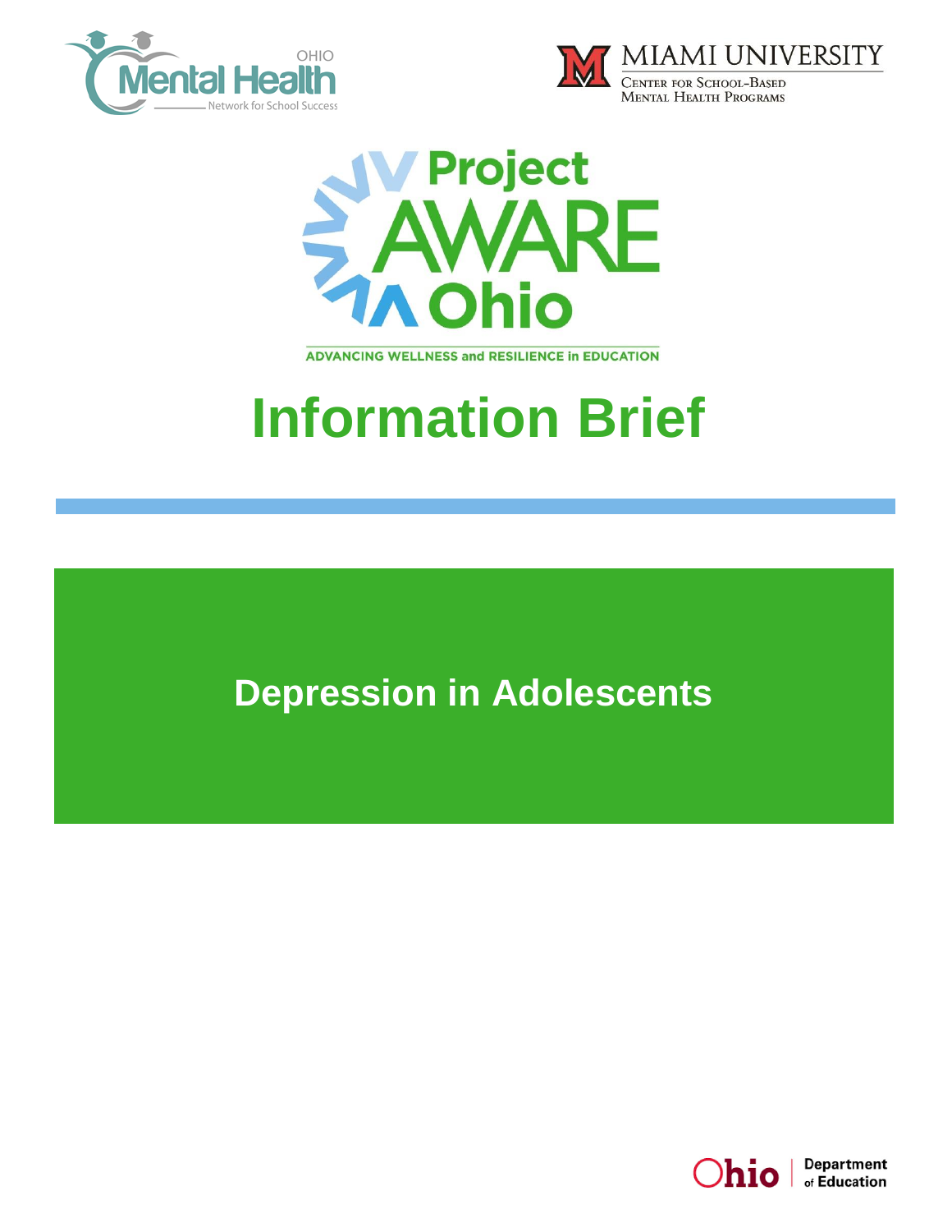OHIO Mental Health Network for School Success

MIAMI UNIVERSITY
Center for School-Based Mental Health Programs

Project AWARE Ohio

ADVANCING WELLNESS and RESILIENCE in EDUCATION

# Information Brief

## Depression in Adolescents

Ohio | Department of Education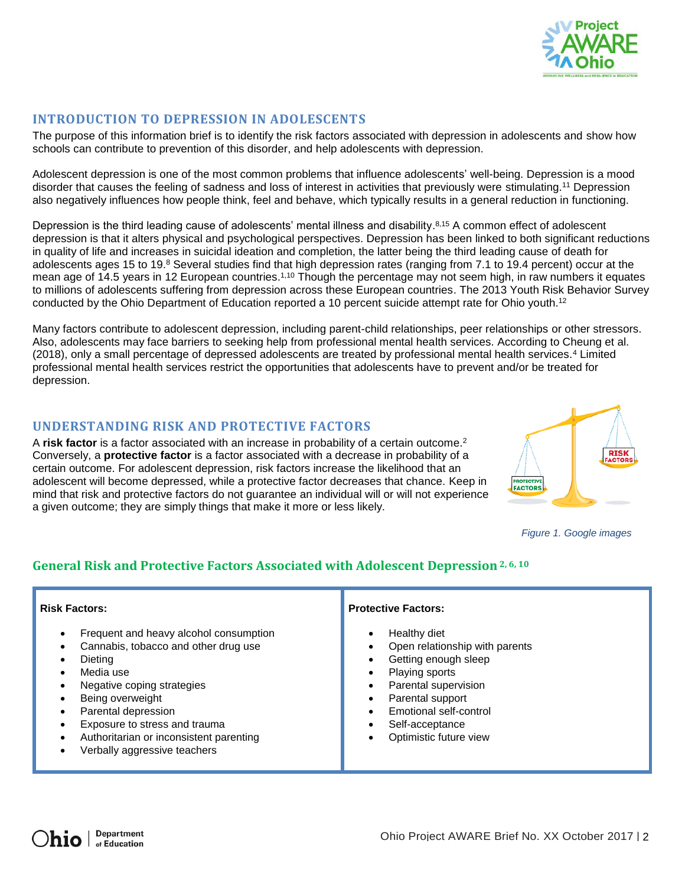## INTRODUCTION TO DEPRESSION IN ADOLESCENTS

The purpose of this information brief is to identify the risk factors associated with depression in adolescents and show how schools can contribute to prevention of this disorder, and help adolescents with depression.

Adolescent depression is one of the most common problems that influence adolescents' well-being. Depression is a mood disorder that causes the feeling of sadness and loss of interest in activities that previously were stimulating.[11] Depression also negatively influences how people think, feel and behave, which typically results in a general reduction in functioning.

Depression is the third leading cause of adolescents' mental illness and disability.[8,15] A common effect of adolescent depression is that it alters physical and psychological perspectives. Depression has been linked to both significant reductions in quality of life and increases in suicidal ideation and completion, the latter being the third leading cause of death for adolescents ages 15 to 19.[8] Several studies find that high depression rates (ranging from 7.1 to 19.4 percent) occur at the mean age of 14.5 years in 12 European countries.[1,10] Though the percentage may not seem high, in raw numbers it equates to millions of adolescents suffering from depression across these European countries. The 2013 Youth Risk Behavior Survey conducted by the Ohio Department of Education reported a 10 percent suicide attempt rate for Ohio youth.[12]

Many factors contribute to adolescent depression, including parent-child relationships, peer relationships or other stressors. Also, adolescents may face barriers to seeking help from professional mental health services. According to Cheung et al. (2018), only a small percentage of depressed adolescents are treated by professional mental health services.[4] Limited professional mental health services restrict the opportunities that adolescents have to prevent and/or be treated for depression.

## UNDERSTANDING RISK AND PROTECTIVE FACTORS

A **risk factor** is a factor associated with an increase in probability of a certain outcome.[2] Conversely, a **protective factor** is a factor associated with a decrease in probability of a certain outcome. For adolescent depression, risk factors increase the likelihood that an adolescent will become depressed, while a protective factor decreases that chance. Keep in mind that risk and protective factors do not guarantee an individual will or will not experience a given outcome; they are simply things that make it more or less likely.

*Figure 1. Google images*

### General Risk and Protective Factors Associated with Adolescent Depression [2, 6, 10]

**Risk Factors:**

- Frequent and heavy alcohol consumption
- Cannabis, tobacco and other drug use
- Dieting
- Media use
- Negative coping strategies
- Being overweight
- Parental depression
- Exposure to stress and trauma
- Authoritarian or inconsistent parenting
- Verbally aggressive teachers

**Protective Factors:**

- Healthy diet
- Open relationship with parents
- Getting enough sleep
- Playing sports
- Parental supervision
- Parental support
- Emotional self-control
- Self-acceptance
- Optimistic future view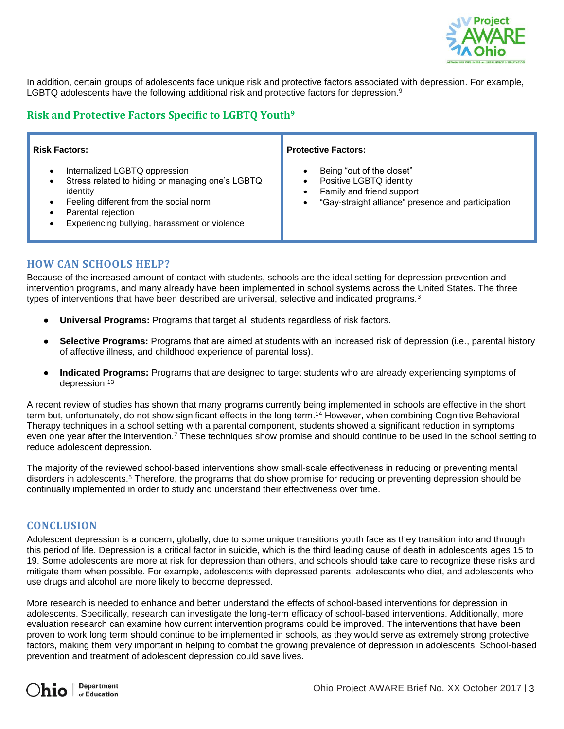In addition, certain groups of adolescents face unique risk and protective factors associated with depression. For example, LGBTQ adolescents have the following additional risk and protective factors for depression.[9]

## Risk and Protective Factors Specific to LGBTQ Youth[9]

| **Risk Factors:** | **Protective Factors:** |
| --- | --- |
| • Internalized LGBTQ oppression<br>• Stress related to hiding or managing one's LGBTQ identity<br>• Feeling different from the social norm<br>• Parental rejection<br>• Experiencing bullying, harassment or violence | • Being "out of the closet"<br>• Positive LGBTQ identity<br>• Family and friend support<br>• "Gay-straight alliance" presence and participation |

## HOW CAN SCHOOLS HELP?

Because of the increased amount of contact with students, schools are the ideal setting for depression prevention and intervention programs, and many already have been implemented in school systems across the United States. The three types of interventions that have been described are universal, selective and indicated programs.[3]

- **Universal Programs:** Programs that target all students regardless of risk factors.
- **Selective Programs:** Programs that are aimed at students with an increased risk of depression (i.e., parental history of affective illness, and childhood experience of parental loss).
- **Indicated Programs:** Programs that are designed to target students who are already experiencing symptoms of depression.[13]

A recent review of studies has shown that many programs currently being implemented in schools are effective in the short term but, unfortunately, do not show significant effects in the long term.[14] However, when combining Cognitive Behavioral Therapy techniques in a school setting with a parental component, students showed a significant reduction in symptoms even one year after the intervention.[7] These techniques show promise and should continue to be used in the school setting to reduce adolescent depression.

The majority of the reviewed school-based interventions show small-scale effectiveness in reducing or preventing mental disorders in adolescents.[5] Therefore, the programs that do show promise for reducing or preventing depression should be continually implemented in order to study and understand their effectiveness over time.

## CONCLUSION

Adolescent depression is a concern, globally, due to some unique transitions youth face as they transition into and through this period of life. Depression is a critical factor in suicide, which is the third leading cause of death in adolescents ages 15 to 19. Some adolescents are more at risk for depression than others, and schools should take care to recognize these risks and mitigate them when possible. For example, adolescents with depressed parents, adolescents who diet, and adolescents who use drugs and alcohol are more likely to become depressed.

More research is needed to enhance and better understand the effects of school-based interventions for depression in adolescents. Specifically, research can investigate the long-term efficacy of school-based interventions. Additionally, more evaluation research can examine how current intervention programs could be improved. The interventions that have been proven to work long term should continue to be implemented in schools, as they would serve as extremely strong protective factors, making them very important in helping to combat the growing prevalence of depression in adolescents. School-based prevention and treatment of adolescent depression could save lives.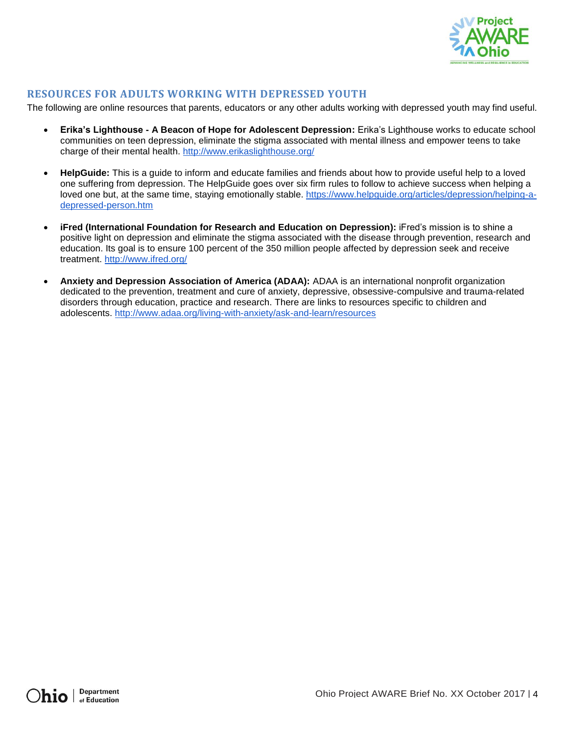## RESOURCES FOR ADULTS WORKING WITH DEPRESSED YOUTH

The following are online resources that parents, educators or any other adults working with depressed youth may find useful.

- **Erika's Lighthouse - A Beacon of Hope for Adolescent Depression:** Erika's Lighthouse works to educate school communities on teen depression, eliminate the stigma associated with mental illness and empower teens to take charge of their mental health. http://www.erikaslighthouse.org/

- **HelpGuide:** This is a guide to inform and educate families and friends about how to provide useful help to a loved one suffering from depression. The HelpGuide goes over six firm rules to follow to achieve success when helping a loved one but, at the same time, staying emotionally stable. https://www.helpguide.org/articles/depression/helping-a-depressed-person.htm

- **iFred (International Foundation for Research and Education on Depression):** iFred's mission is to shine a positive light on depression and eliminate the stigma associated with the disease through prevention, research and education. Its goal is to ensure 100 percent of the 350 million people affected by depression seek and receive treatment. http://www.ifred.org/

- **Anxiety and Depression Association of America (ADAA):** ADAA is an international nonprofit organization dedicated to the prevention, treatment and cure of anxiety, depressive, obsessive-compulsive and trauma-related disorders through education, practice and research. There are links to resources specific to children and adolescents. http://www.adaa.org/living-with-anxiety/ask-and-learn/resources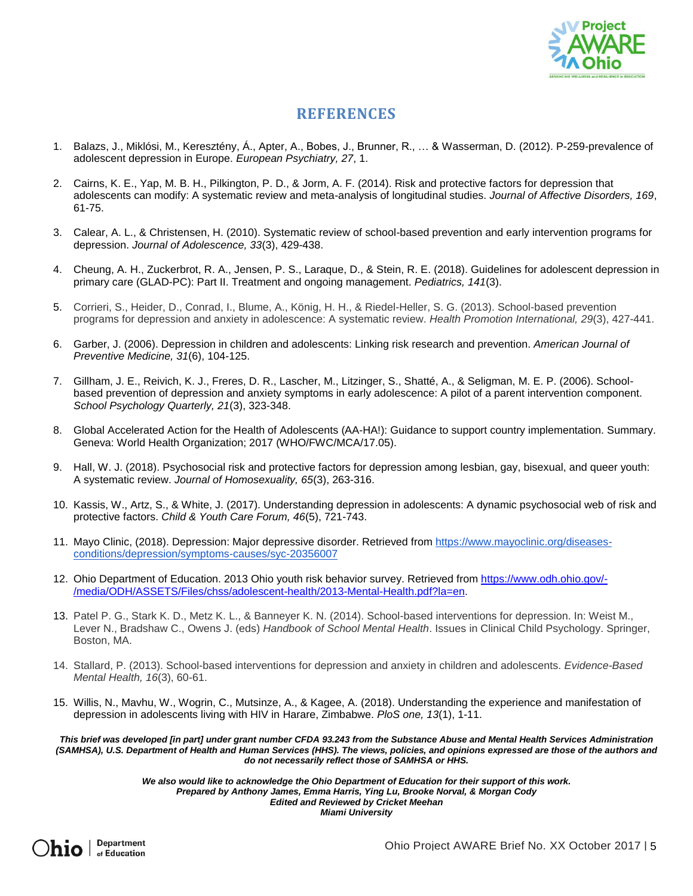# REFERENCES

1. Balazs, J., Miklósi, M., Keresztény, Á., Apter, A., Bobes, J., Brunner, R., … & Wasserman, D. (2012). P-259-prevalence of adolescent depression in Europe. *European Psychiatry, 27*, 1.

2. Cairns, K. E., Yap, M. B. H., Pilkington, P. D., & Jorm, A. F. (2014). Risk and protective factors for depression that adolescents can modify: A systematic review and meta-analysis of longitudinal studies. *Journal of Affective Disorders, 169*, 61-75.

3. Calear, A. L., & Christensen, H. (2010). Systematic review of school-based prevention and early intervention programs for depression. *Journal of Adolescence, 33*(3), 429-438.

4. Cheung, A. H., Zuckerbrot, R. A., Jensen, P. S., Laraque, D., & Stein, R. E. (2018). Guidelines for adolescent depression in primary care (GLAD-PC): Part II. Treatment and ongoing management. *Pediatrics, 141*(3).

5. Corrieri, S., Heider, D., Conrad, I., Blume, A., König, H. H., & Riedel-Heller, S. G. (2013). School-based prevention programs for depression and anxiety in adolescence: A systematic review. *Health Promotion International, 29*(3), 427-441.

6. Garber, J. (2006). Depression in children and adolescents: Linking risk research and prevention. *American Journal of Preventive Medicine, 31*(6), 104-125.

7. Gillham, J. E., Reivich, K. J., Freres, D. R., Lascher, M., Litzinger, S., Shatté, A., & Seligman, M. E. P. (2006). School-based prevention of depression and anxiety symptoms in early adolescence: A pilot of a parent intervention component. *School Psychology Quarterly, 21*(3), 323-348.

8. Global Accelerated Action for the Health of Adolescents (AA-HA!): Guidance to support country implementation. Summary. Geneva: World Health Organization; 2017 (WHO/FWC/MCA/17.05).

9. Hall, W. J. (2018). Psychosocial risk and protective factors for depression among lesbian, gay, bisexual, and queer youth: A systematic review. *Journal of Homosexuality, 65*(3), 263-316.

10. Kassis, W., Artz, S., & White, J. (2017). Understanding depression in adolescents: A dynamic psychosocial web of risk and protective factors. *Child & Youth Care Forum, 46*(5), 721-743.

11. Mayo Clinic, (2018). Depression: Major depressive disorder. Retrieved from https://www.mayoclinic.org/diseases-conditions/depression/symptoms-causes/syc-20356007

12. Ohio Department of Education. 2013 Ohio youth risk behavior survey. Retrieved from https://www.odh.ohio.gov/-/media/ODH/ASSETS/Files/chss/adolescent-health/2013-Mental-Health.pdf?la=en.

13. Patel P. G., Stark K. D., Metz K. L., & Banneyer K. N. (2014). School-based interventions for depression. In: Weist M., Lever N., Bradshaw C., Owens J. (eds) *Handbook of School Mental Health*. Issues in Clinical Child Psychology. Springer, Boston, MA.

14. Stallard, P. (2013). School-based interventions for depression and anxiety in children and adolescents. *Evidence-Based Mental Health, 16*(3), 60-61.

15. Willis, N., Mavhu, W., Wogrin, C., Mutsinze, A., & Kagee, A. (2018). Understanding the experience and manifestation of depression in adolescents living with HIV in Harare, Zimbabwe. *PloS one, 13*(1), 1-11.

***This brief was developed [in part] under grant number CFDA 93.243 from the Substance Abuse and Mental Health Services Administration (SAMHSA), U.S. Department of Health and Human Services (HHS). The views, policies, and opinions expressed are those of the authors and do not necessarily reflect those of SAMHSA or HHS.***

***We also would like to acknowledge the Ohio Department of Education for their support of this work.***
***Prepared by Anthony James, Emma Harris, Ying Lu, Brooke Norval, & Morgan Cody***
***Edited and Reviewed by Cricket Meehan***
***Miami University***